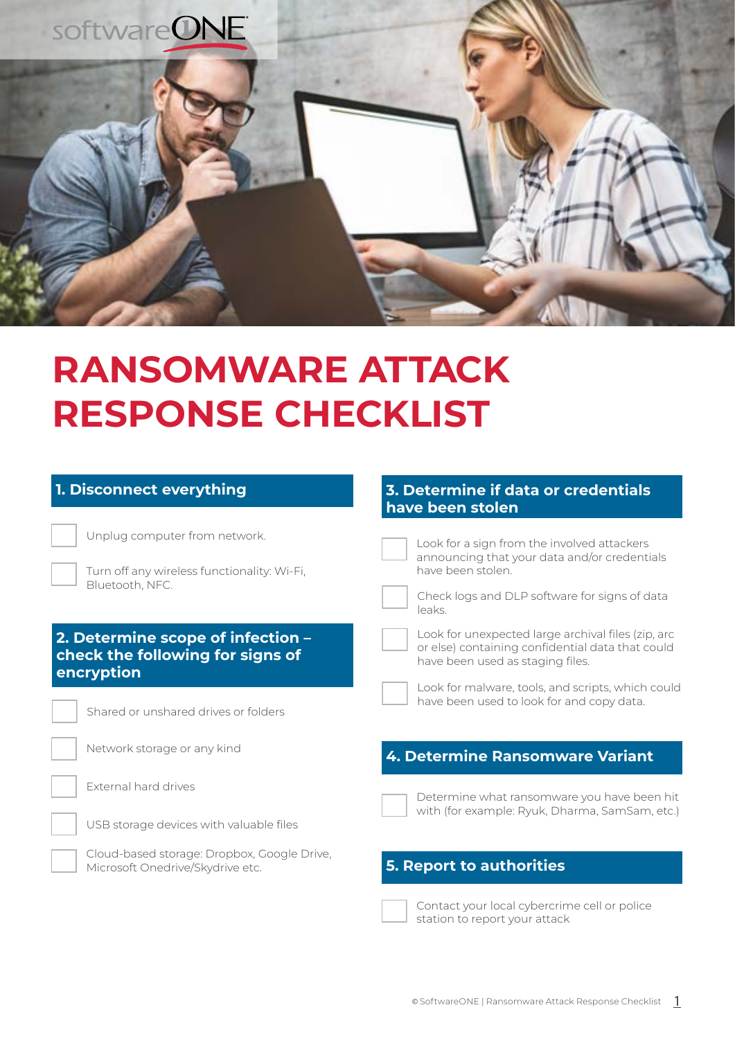# RANSOMWARE ATTACK RESPONSE CHECKLIST

## 1. Disconnect everything

- [ ] Unplug computer from network.
- [ ] Turn off any wireless functionality: Wi-Fi, Bluetooth, NFC.

## 2. Determine scope of infection – check the following for signs of encryption

- [ ] Shared or unshared drives or folders
- [ ] Network storage or any kind
- [ ] External hard drives
- [ ] USB storage devices with valuable files
- [ ] Cloud-based storage: Dropbox, Google Drive, Microsoft Onedrive/Skydrive etc.

## 3. Determine if data or credentials have been stolen

- [ ] Look for a sign from the involved attackers announcing that your data and/or credentials have been stolen.
- [ ] Check logs and DLP software for signs of data leaks.
- [ ] Look for unexpected large archival files (zip, arc or else) containing confidential data that could have been used as staging files.
- [ ] Look for malware, tools, and scripts, which could have been used to look for and copy data.

## 4. Determine Ransomware Variant

- [ ] Determine what ransomware you have been hit with (for example: Ryuk, Dharma, SamSam, etc.)

## 5. Report to authorities

- [ ] Contact your local cybercrime cell or police station to report your attack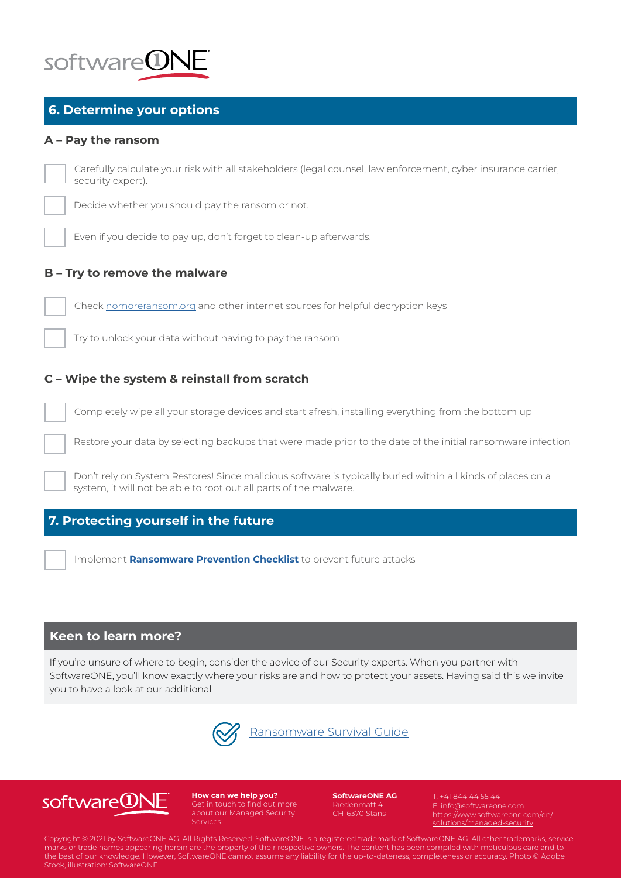## 6. Determine your options

### A – Pay the ransom

- [ ] Carefully calculate your risk with all stakeholders (legal counsel, law enforcement, cyber insurance carrier, security expert).
- [ ] Decide whether you should pay the ransom or not.
- [ ] Even if you decide to pay up, don't forget to clean-up afterwards.

### B – Try to remove the malware

- [ ] Check nomoreransom.org and other internet sources for helpful decryption keys
- [ ] Try to unlock your data without having to pay the ransom

### C – Wipe the system & reinstall from scratch

- [ ] Completely wipe all your storage devices and start afresh, installing everything from the bottom up
- [ ] Restore your data by selecting backups that were made prior to the date of the initial ransomware infection
- [ ] Don't rely on System Restores! Since malicious software is typically buried within all kinds of places on a system, it will not be able to root out all parts of the malware.

## 7. Protecting yourself in the future

- [ ] Implement **Ransomware Prevention Checklist** to prevent future attacks

## Keen to learn more?

If you're unsure of where to begin, consider the advice of our Security experts. When you partner with SoftwareONE, you'll know exactly where your risks are and how to protect your assets. Having said this we invite you to have a look at our additional

Ransomware Survival Guide

**How can we help you?**
Get in touch to find out more about our Managed Security Services!

**SoftwareONE AG**
Riedenmatt 4
CH-6370 Stans

T. +41 844 44 55 44
E. info@softwareone.com
https://www.softwareone.com/en/solutions/managed-security

Copyright © 2021 by SoftwareONE AG. All Rights Reserved. SoftwareONE is a registered trademark of SoftwareONE AG. All other trademarks, service marks or trade names appearing herein are the property of their respective owners. The content has been compiled with meticulous care and to the best of our knowledge. However, SoftwareONE cannot assume any liability for the up-to-dateness, completeness or accuracy. Photo © Adobe Stock, illustration: SoftwareONE